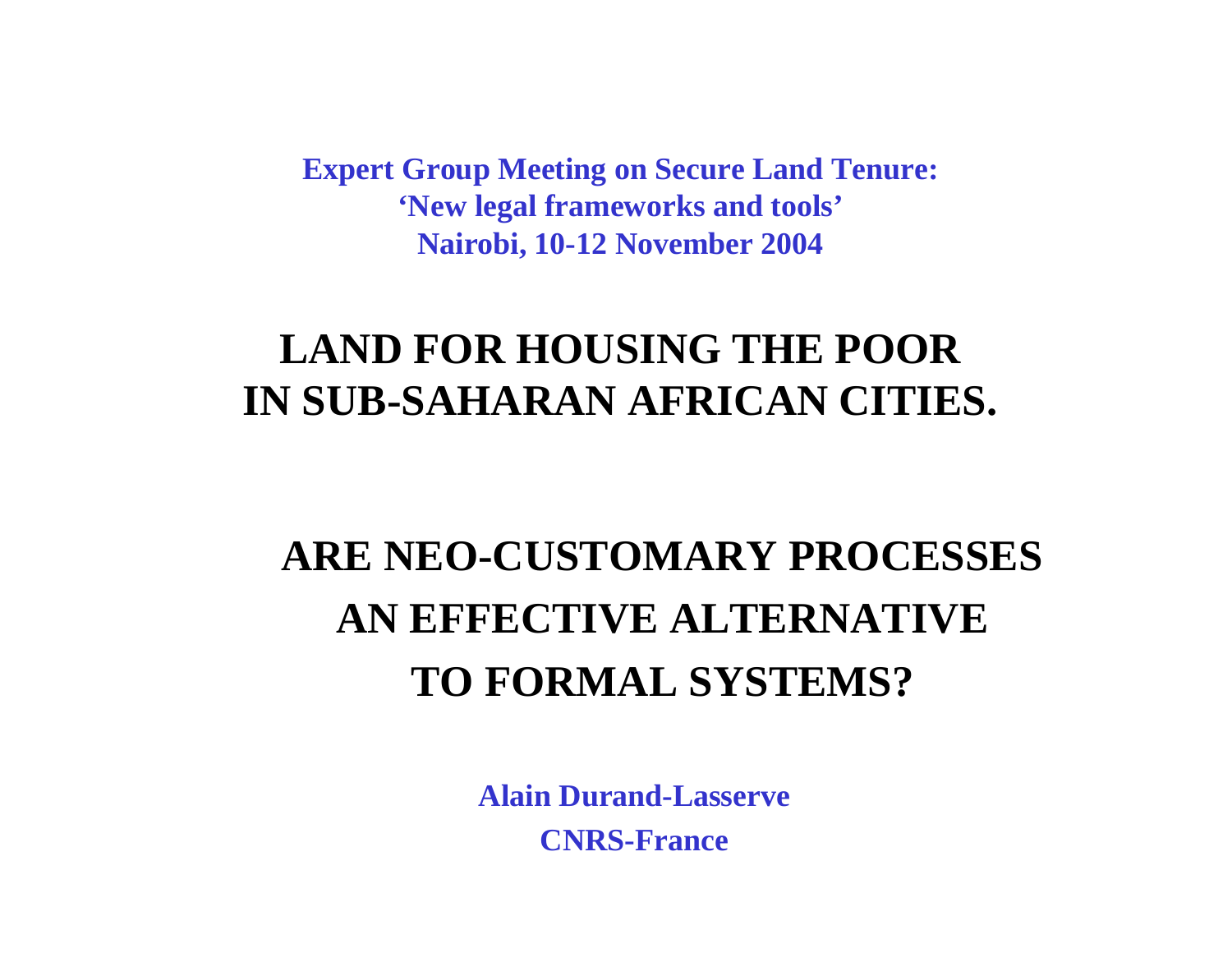**Expert Group Meeting on Secure Land Tenure:**
**'New legal frameworks and tools'**
**Nairobi, 10-12 November 2004**

# LAND FOR HOUSING THE POOR IN SUB-SAHARAN AFRICAN CITIES.

## ARE NEO-CUSTOMARY PROCESSES AN EFFECTIVE ALTERNATIVE TO FORMAL SYSTEMS?

**Alain Durand-Lasserve**
**CNRS-France**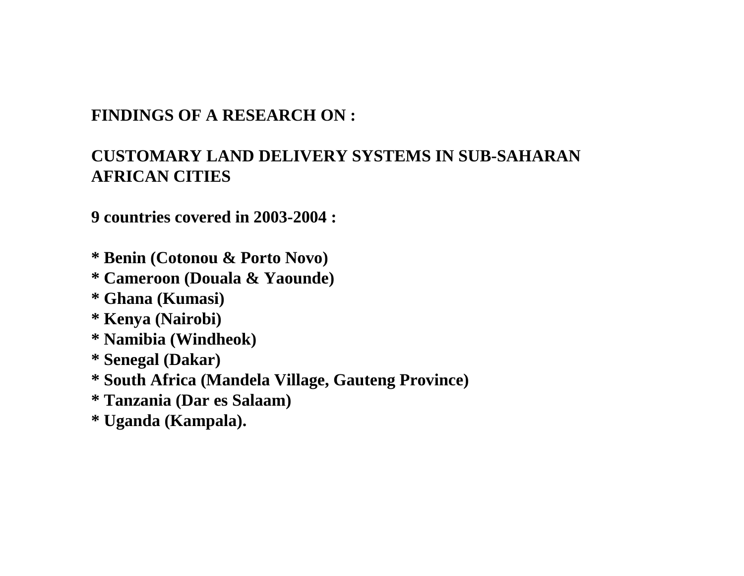**FINDINGS OF A RESEARCH ON :**

**CUSTOMARY LAND DELIVERY SYSTEMS IN SUB-SAHARAN AFRICAN CITIES**

**9 countries covered in 2003-2004 :**

**\* Benin (Cotonou & Porto Novo)**
**\* Cameroon (Douala & Yaounde)**
**\* Ghana (Kumasi)**
**\* Kenya (Nairobi)**
**\* Namibia (Windheok)**
**\* Senegal (Dakar)**
**\* South Africa (Mandela Village, Gauteng Province)**
**\* Tanzania (Dar es Salaam)**
**\* Uganda (Kampala).**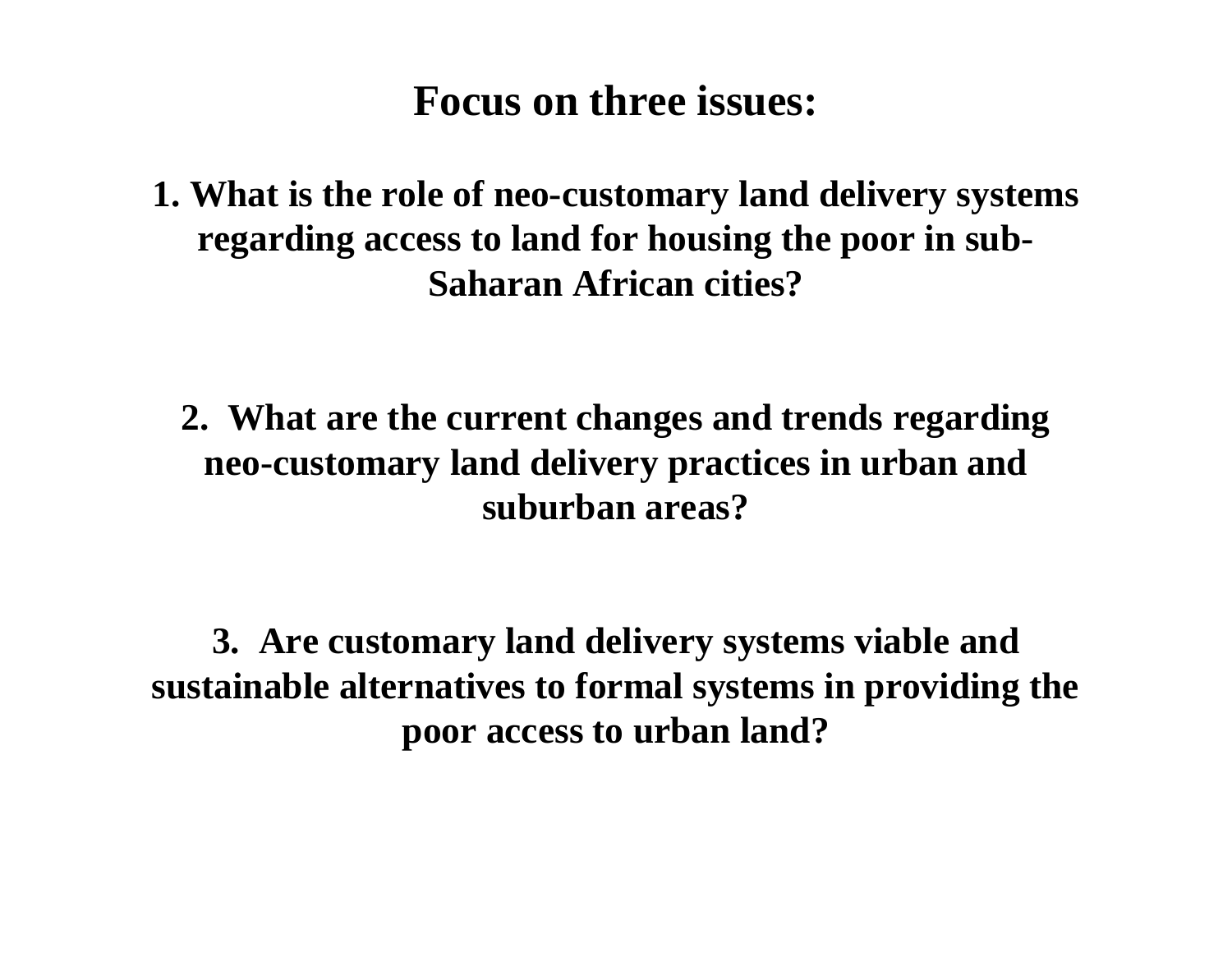## Focus on three issues:

**1. What is the role of neo-customary land delivery systems regarding access to land for housing the poor in sub-Saharan African cities?**

**2. What are the current changes and trends regarding neo-customary land delivery practices in urban and suburban areas?**

**3. Are customary land delivery systems viable and sustainable alternatives to formal systems in providing the poor access to urban land?**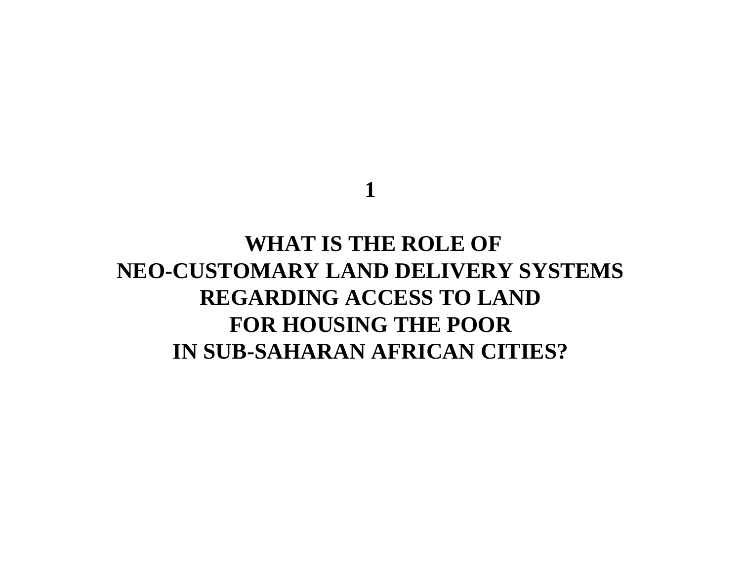# 1

# WHAT IS THE ROLE OF NEO-CUSTOMARY LAND DELIVERY SYSTEMS REGARDING ACCESS TO LAND FOR HOUSING THE POOR IN SUB-SAHARAN AFRICAN CITIES?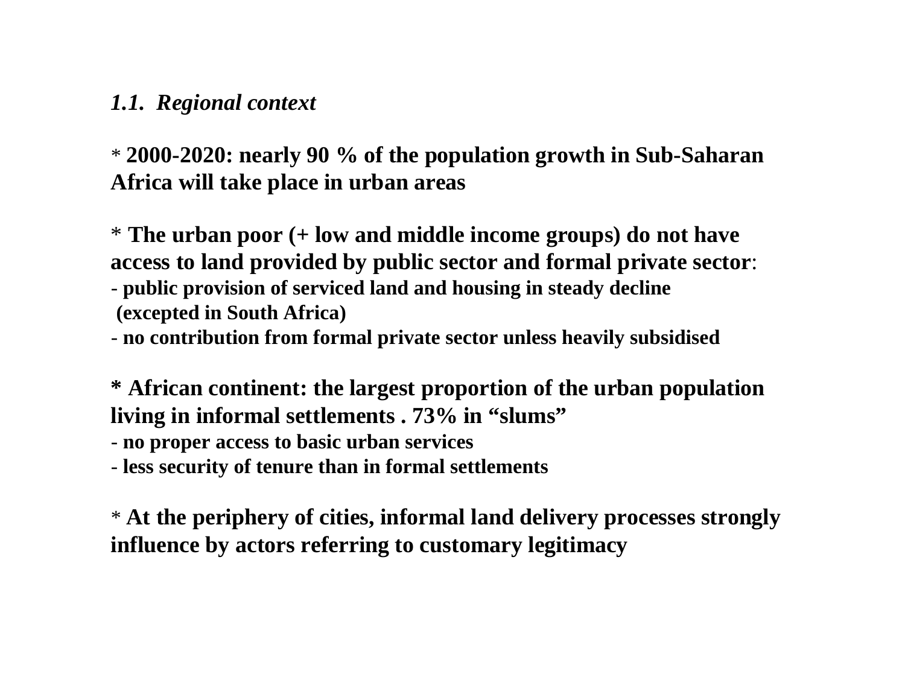### *1.1. Regional context*

* **2000-2020: nearly 90 % of the population growth in Sub-Saharan Africa will take place in urban areas**

* **The urban poor (+ low and middle income groups) do not have access to land provided by public sector and formal private sector**:
- **public provision of serviced land and housing in steady decline (excepted in South Africa)**
- **no contribution from formal private sector unless heavily subsidised**

* **African continent: the largest proportion of the urban population living in informal settlements . 73% in "slums"**
- **no proper access to basic urban services**
- **less security of tenure than in formal settlements**

* **At the periphery of cities, informal land delivery processes strongly influence by actors referring to customary legitimacy**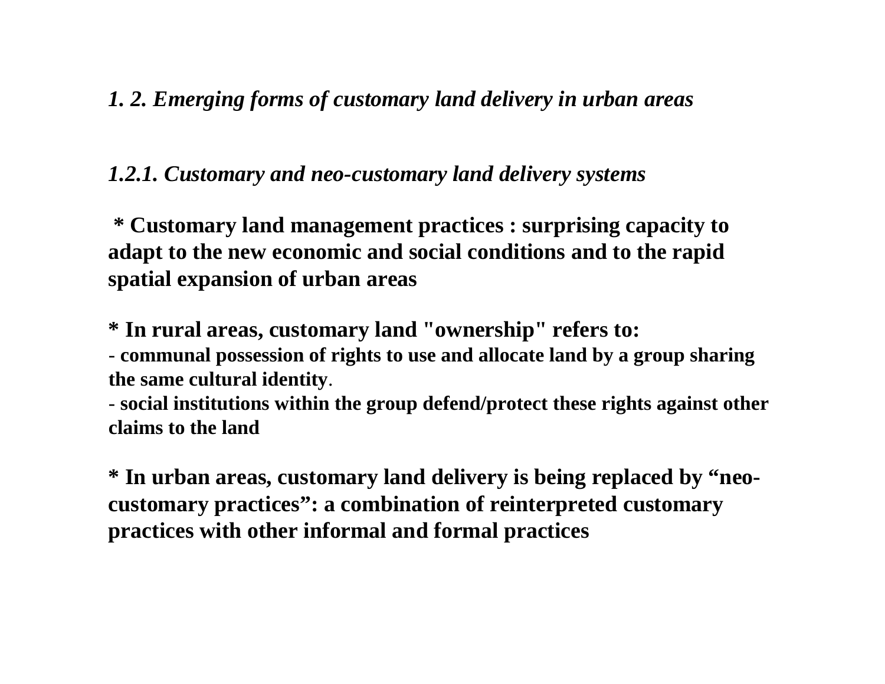## *1. 2. Emerging forms of customary land delivery in urban areas*

### *1.2.1. Customary and neo-customary land delivery systems*

**\* Customary land management practices : surprising capacity to adapt to the new economic and social conditions and to the rapid spatial expansion of urban areas**

**\* In rural areas, customary land "ownership" refers to:**

**- communal possession of rights to use and allocate land by a group sharing the same cultural identity**.

**- social institutions within the group defend/protect these rights against other claims to the land**

**\* In urban areas, customary land delivery is being replaced by “neo-customary practices”: a combination of reinterpreted customary practices with other informal and formal practices**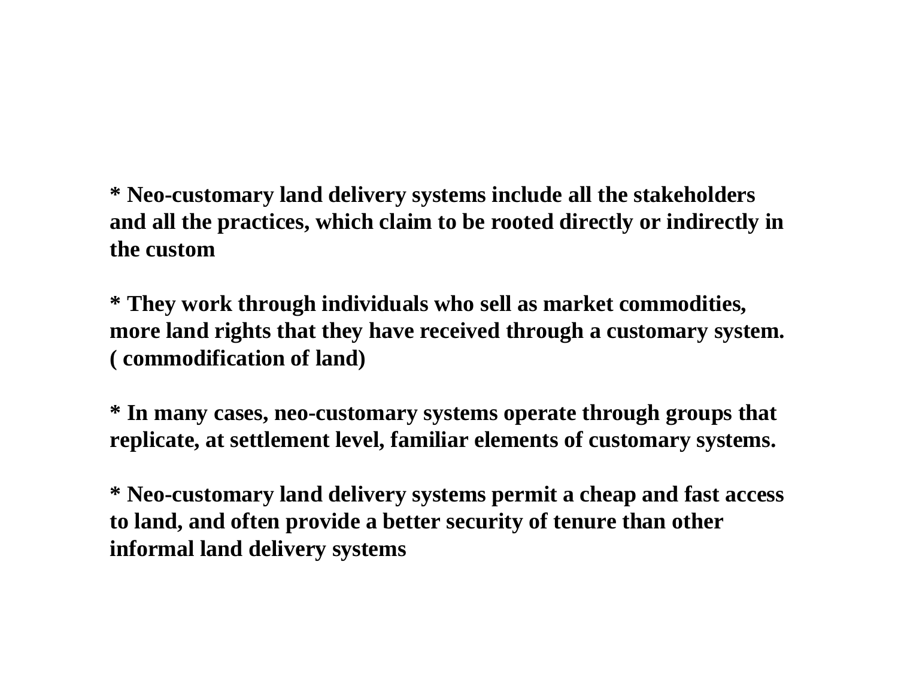**\* Neo-customary land delivery systems include all the stakeholders and all the practices, which claim to be rooted directly or indirectly in the custom**

**\* They work through individuals who sell as market commodities, more land rights that they have received through a customary system. ( commodification of land)**

**\* In many cases, neo-customary systems operate through groups that replicate, at settlement level, familiar elements of customary systems.**

**\* Neo-customary land delivery systems permit a cheap and fast access to land, and often provide a better security of tenure than other informal land delivery systems**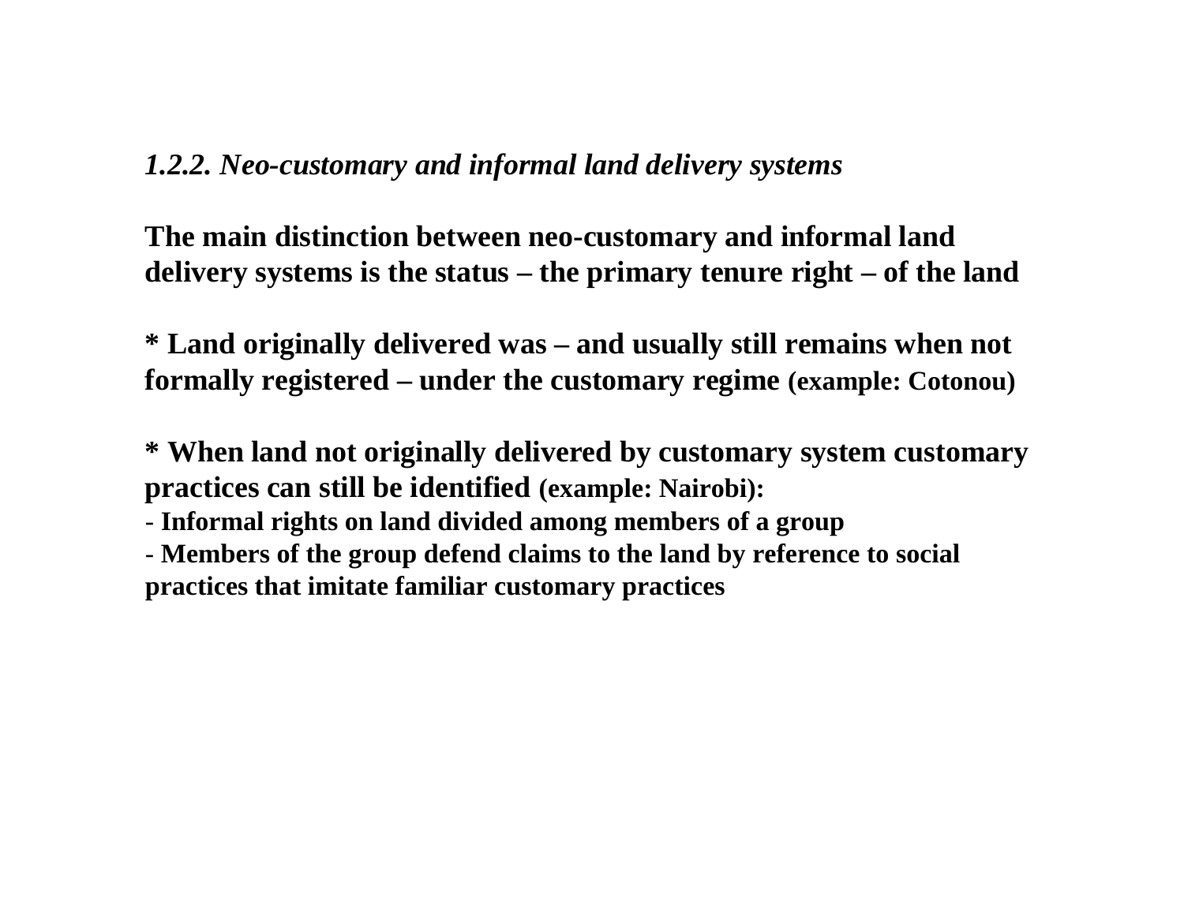### *1.2.2. Neo-customary and informal land delivery systems*

**The main distinction between neo-customary and informal land delivery systems is the status – the primary tenure right – of the land**

**\* Land originally delivered was – and usually still remains when not formally registered – under the customary regime (example: Cotonou)**

**\* When land not originally delivered by customary system customary practices can still be identified (example: Nairobi):**

**- Informal rights on land divided among members of a group**

**- Members of the group defend claims to the land by reference to social practices that imitate familiar customary practices**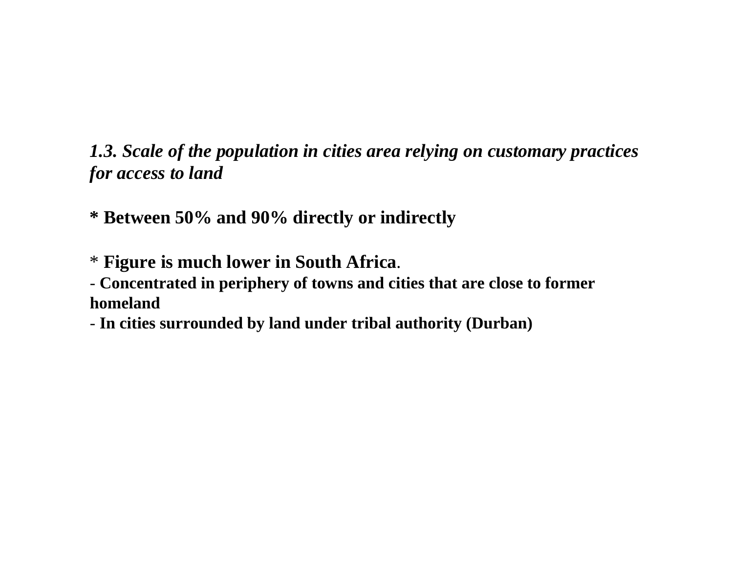### *1.3. Scale of the population in cities area relying on customary practices for access to land*

* **Between 50% and 90% directly or indirectly**

* **Figure is much lower in South Africa**.

- **Concentrated in periphery of towns and cities that are close to former homeland**
- **In cities surrounded by land under tribal authority (Durban)**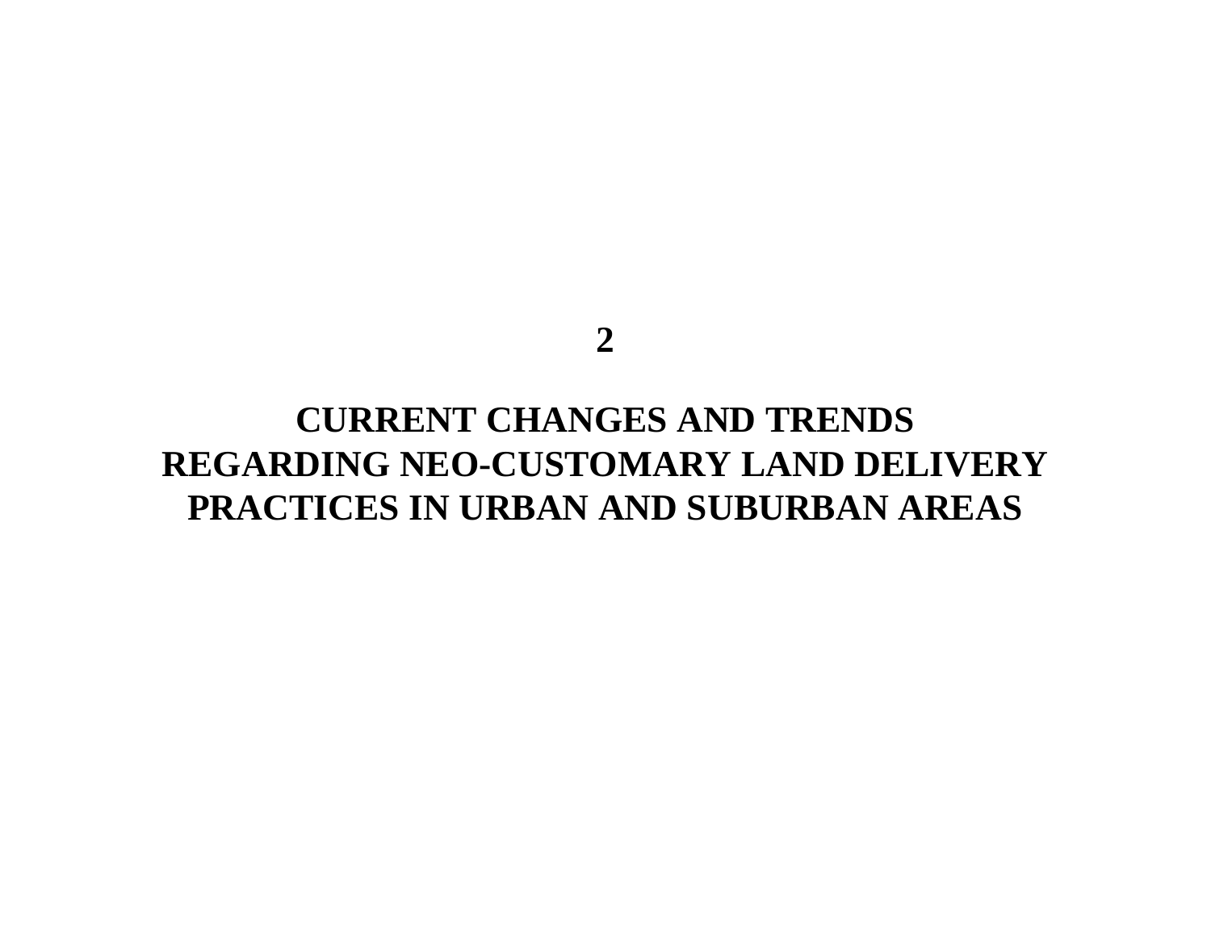# 2

# CURRENT CHANGES AND TRENDS REGARDING NEO-CUSTOMARY LAND DELIVERY PRACTICES IN URBAN AND SUBURBAN AREAS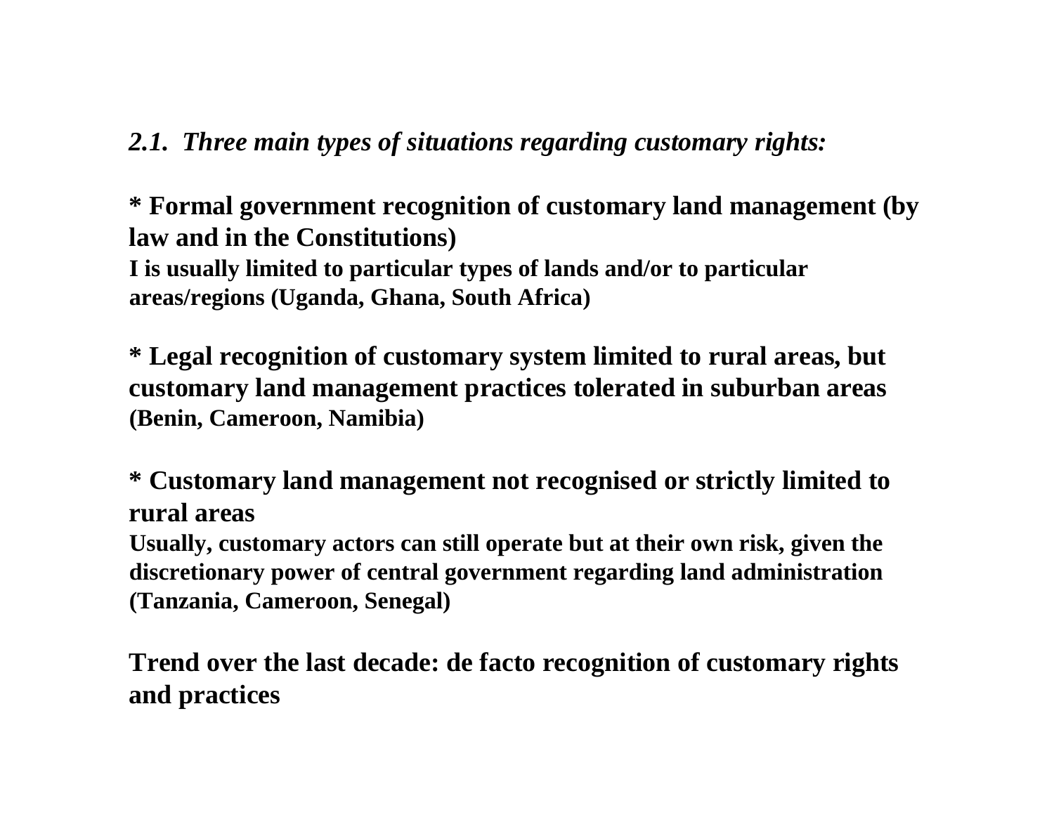### *2.1. Three main types of situations regarding customary rights:*

**\* Formal government recognition of customary land management (by law and in the Constitutions)**
**I is usually limited to particular types of lands and/or to particular areas/regions (Uganda, Ghana, South Africa)**

**\* Legal recognition of customary system limited to rural areas, but customary land management practices tolerated in suburban areas (Benin, Cameroon, Namibia)**

**\* Customary land management not recognised or strictly limited to rural areas**
**Usually, customary actors can still operate but at their own risk, given the discretionary power of central government regarding land administration (Tanzania, Cameroon, Senegal)**

**Trend over the last decade: de facto recognition of customary rights and practices**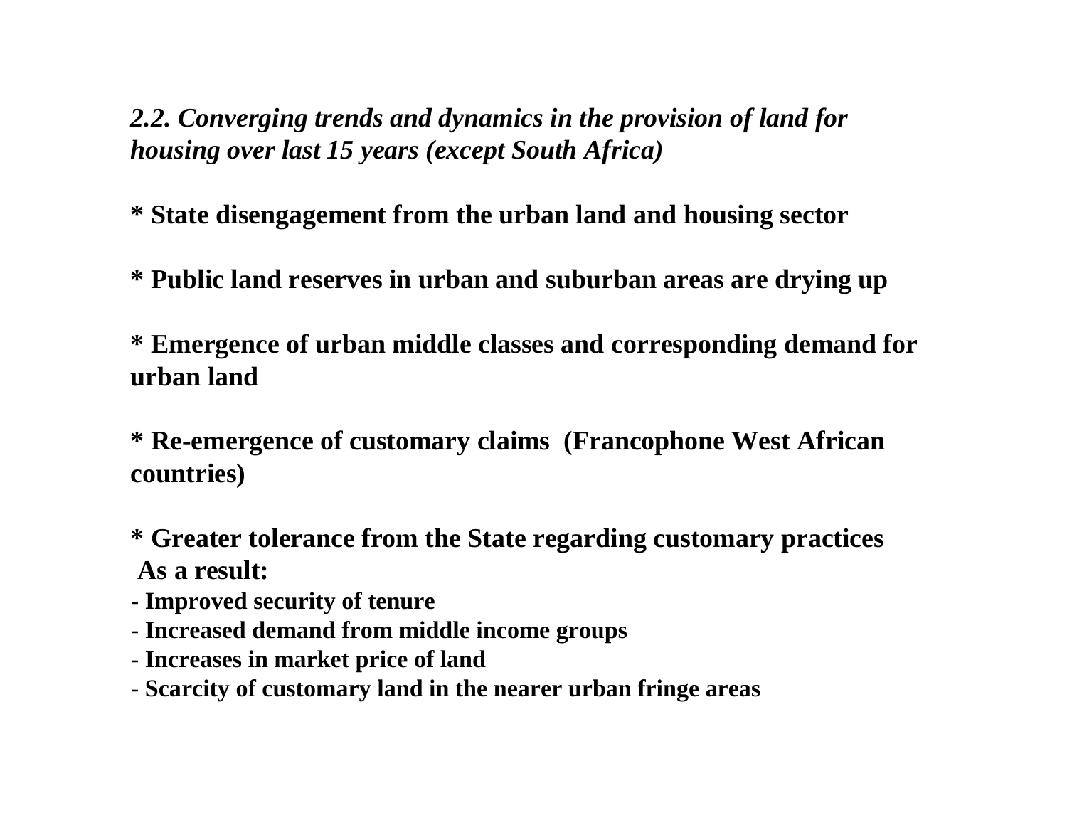## *2.2. Converging trends and dynamics in the provision of land for housing over last 15 years (except South Africa)*

**\* State disengagement from the urban land and housing sector**

**\* Public land reserves in urban and suburban areas are drying up**

**\* Emergence of urban middle classes and corresponding demand for urban land**

**\* Re-emergence of customary claims (Francophone West African countries)**

**\* Greater tolerance from the State regarding customary practices**

**As a result:**

- **Improved security of tenure**
- **Increased demand from middle income groups**
- **Increases in market price of land**
- **Scarcity of customary land in the nearer urban fringe areas**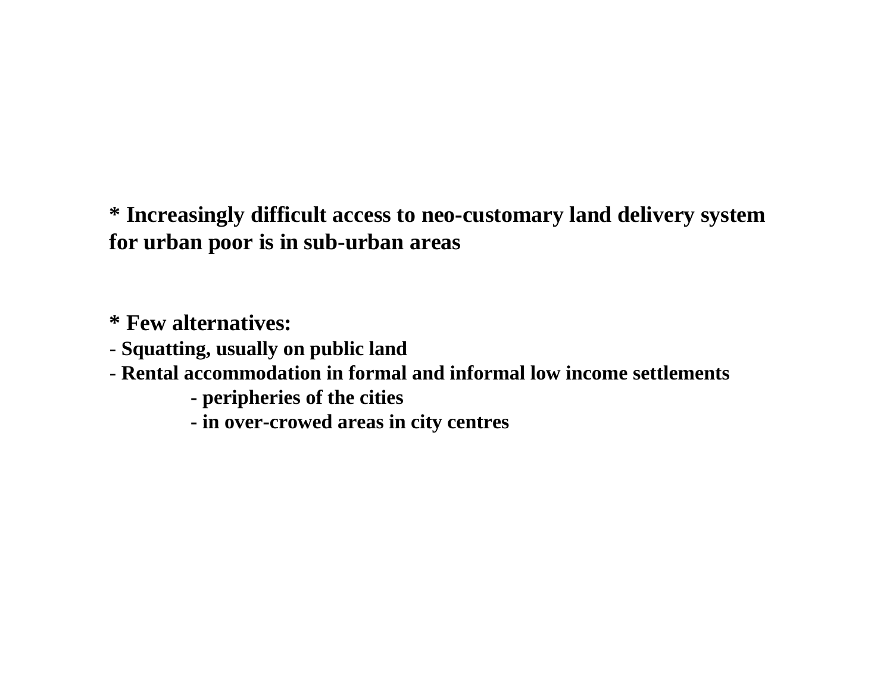**\* Increasingly difficult access to neo-customary land delivery system for urban poor is in sub-urban areas**

**\* Few alternatives:**

- **Squatting, usually on public land**
- **Rental accommodation in formal and informal low income settlements**
  - **peripheries of the cities**
  - **in over-crowed areas in city centres**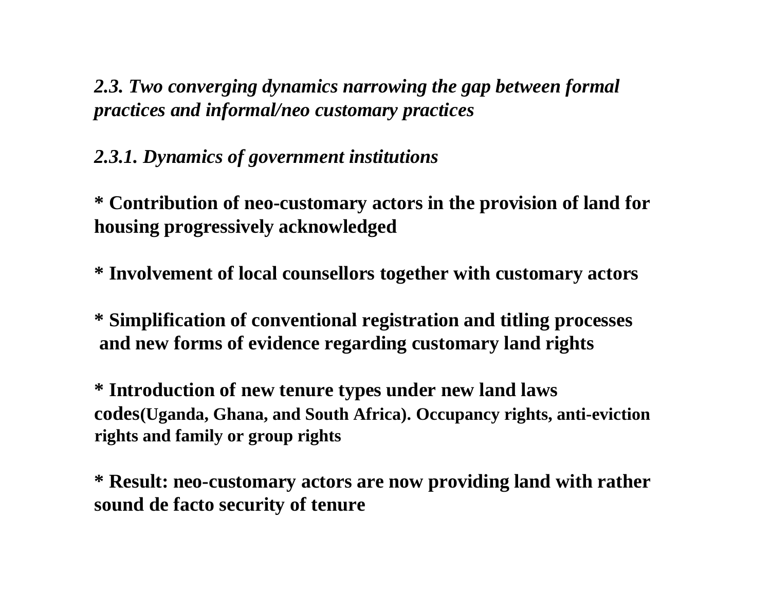## *2.3. Two converging dynamics narrowing the gap between formal practices and informal/neo customary practices*

### *2.3.1. Dynamics of government institutions*

**\* Contribution of neo-customary actors in the provision of land for housing progressively acknowledged**

**\* Involvement of local counsellors together with customary actors**

**\* Simplification of conventional registration and titling processes and new forms of evidence regarding customary land rights**

**\* Introduction of new tenure types under new land laws codes(Uganda, Ghana, and South Africa). Occupancy rights, anti-eviction rights and family or group rights**

**\* Result: neo-customary actors are now providing land with rather sound de facto security of tenure**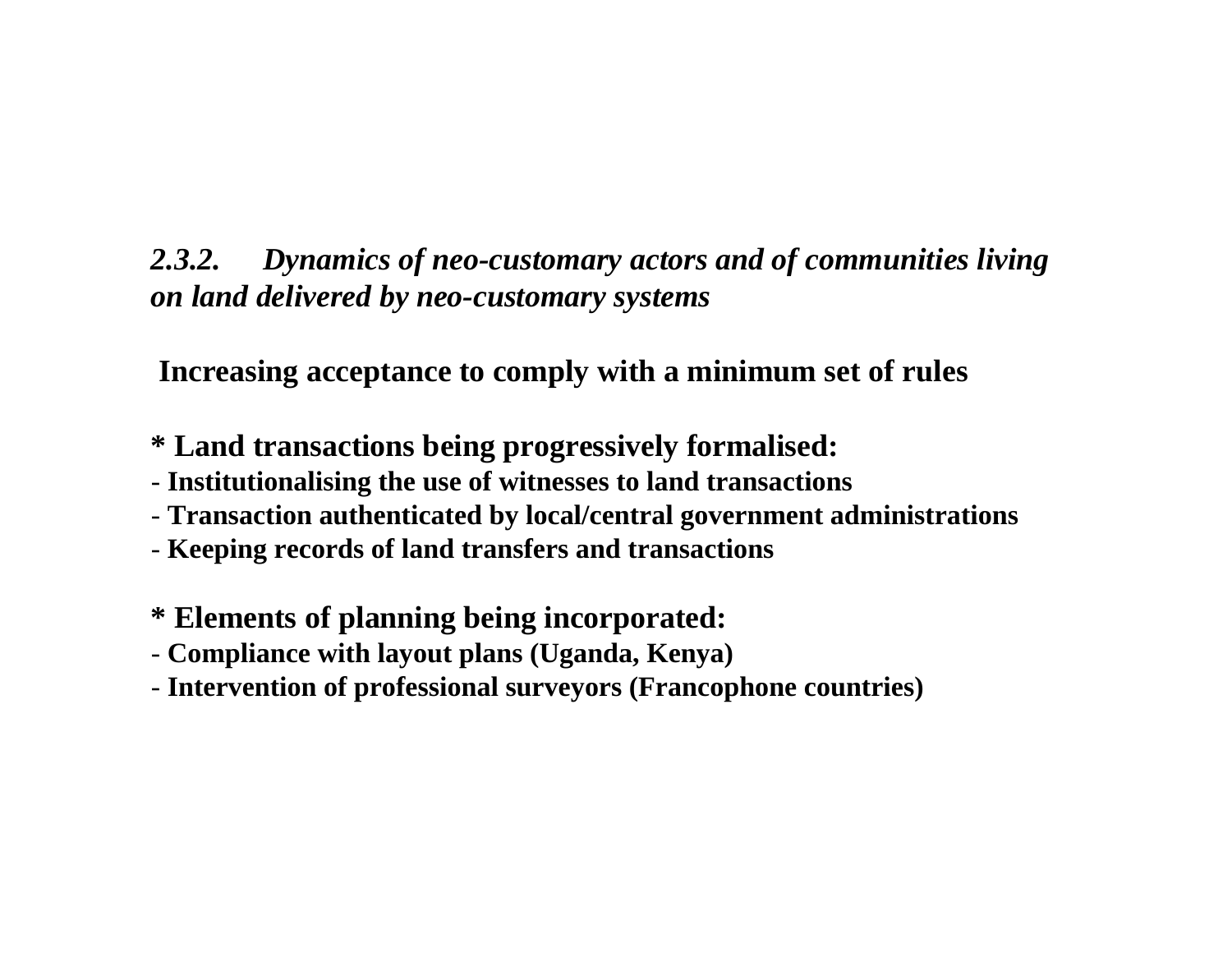### *2.3.2. Dynamics of neo-customary actors and of communities living on land delivered by neo-customary systems*

**Increasing acceptance to comply with a minimum set of rules**

**\* Land transactions being progressively formalised:**

- **Institutionalising the use of witnesses to land transactions**
- **Transaction authenticated by local/central government administrations**
- **Keeping records of land transfers and transactions**

**\* Elements of planning being incorporated:**

- **Compliance with layout plans (Uganda, Kenya)**
- **Intervention of professional surveyors (Francophone countries)**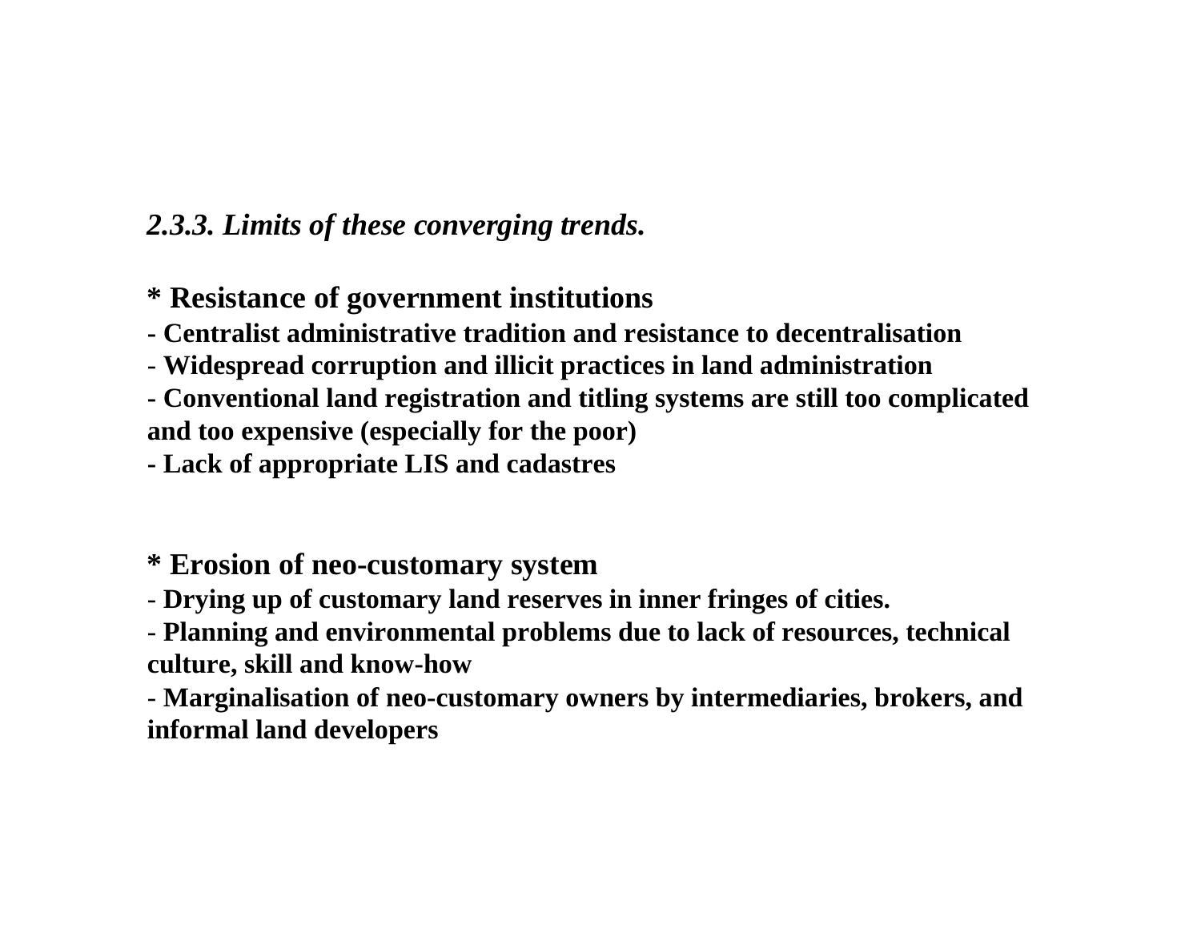### *2.3.3. Limits of these converging trends.*

**\* Resistance of government institutions**

- **Centralist administrative tradition and resistance to decentralisation**
- **Widespread corruption and illicit practices in land administration**
- **Conventional land registration and titling systems are still too complicated and too expensive (especially for the poor)**
- **Lack of appropriate LIS and cadastres**

**\* Erosion of neo-customary system**

- **Drying up of customary land reserves in inner fringes of cities.**
- **Planning and environmental problems due to lack of resources, technical culture, skill and know-how**
- **Marginalisation of neo-customary owners by intermediaries, brokers, and informal land developers**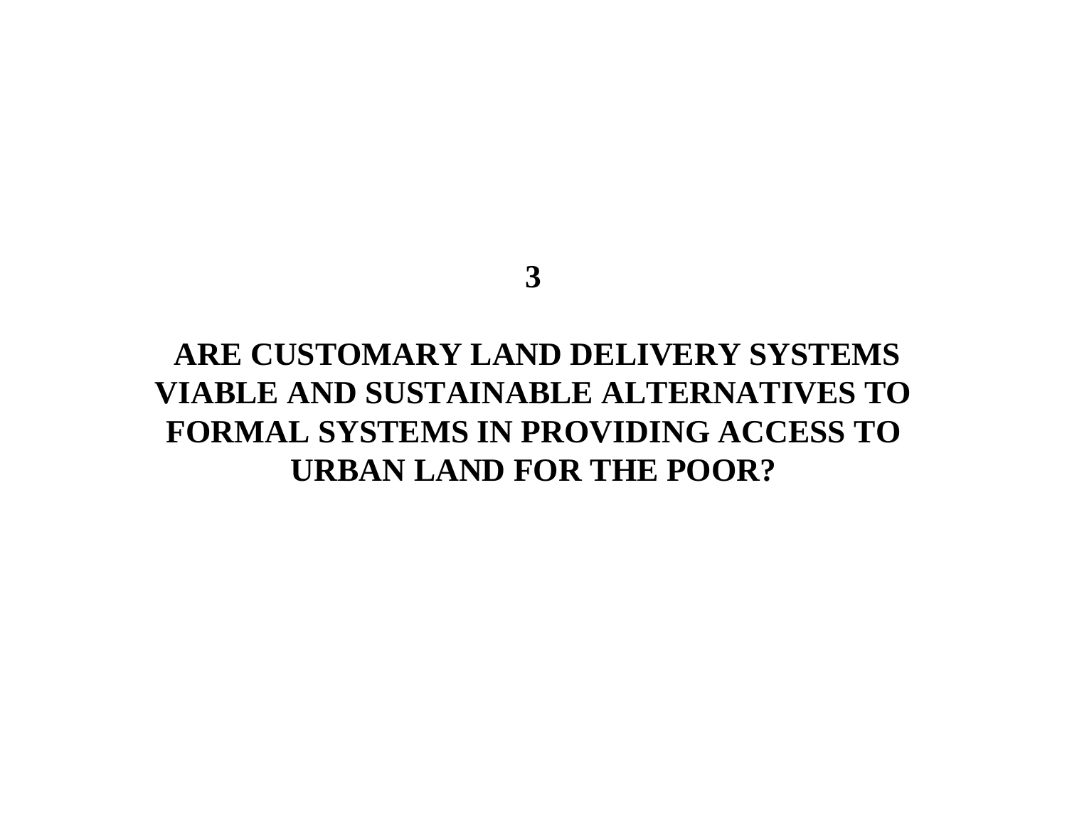# 3

# ARE CUSTOMARY LAND DELIVERY SYSTEMS VIABLE AND SUSTAINABLE ALTERNATIVES TO FORMAL SYSTEMS IN PROVIDING ACCESS TO URBAN LAND FOR THE POOR?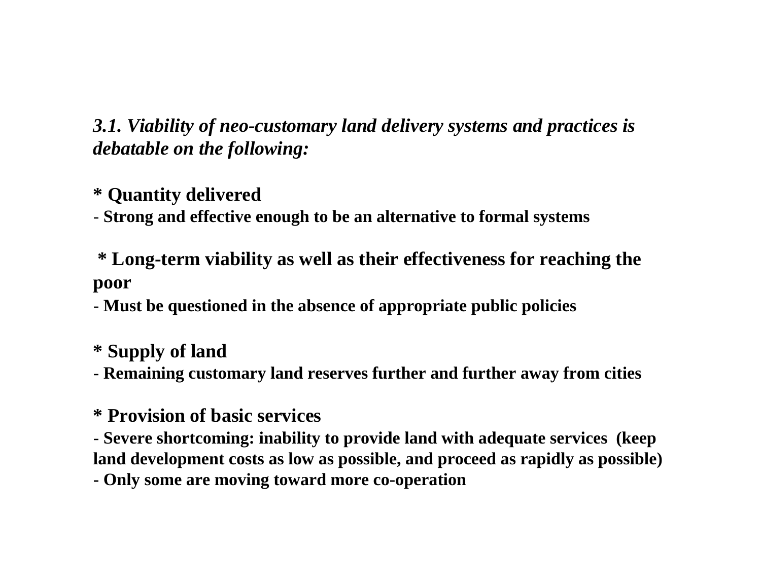***3.1. Viability of neo-customary land delivery systems and practices is debatable on the following:***

**\* Quantity delivered**

**- Strong and effective enough to be an alternative to formal systems**

**\* Long-term viability as well as their effectiveness for reaching the poor**

**- Must be questioned in the absence of appropriate public policies**

**\* Supply of land**

**- Remaining customary land reserves further and further away from cities**

**\* Provision of basic services**

**- Severe shortcoming: inability to provide land with adequate services (keep land development costs as low as possible, and proceed as rapidly as possible)**

**- Only some are moving toward more co-operation**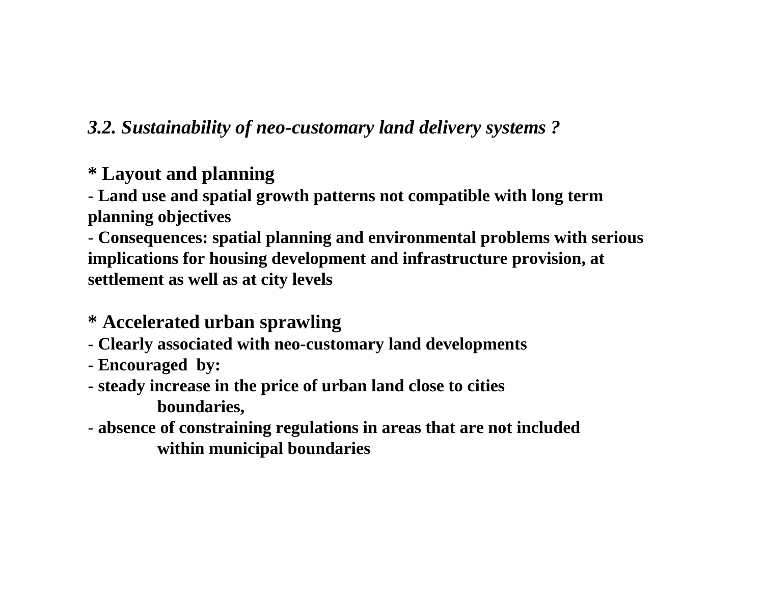### *3.2. Sustainability of neo-customary land delivery systems ?*

**\* Layout and planning**

**- Land use and spatial growth patterns not compatible with long term planning objectives**

**- Consequences: spatial planning and environmental problems with serious implications for housing development and infrastructure provision, at settlement as well as at city levels**

**\* Accelerated urban sprawling**

**- Clearly associated with neo-customary land developments**

**- Encouraged by:**

**- steady increase in the price of urban land close to cities boundaries,**

**- absence of constraining regulations in areas that are not included within municipal boundaries**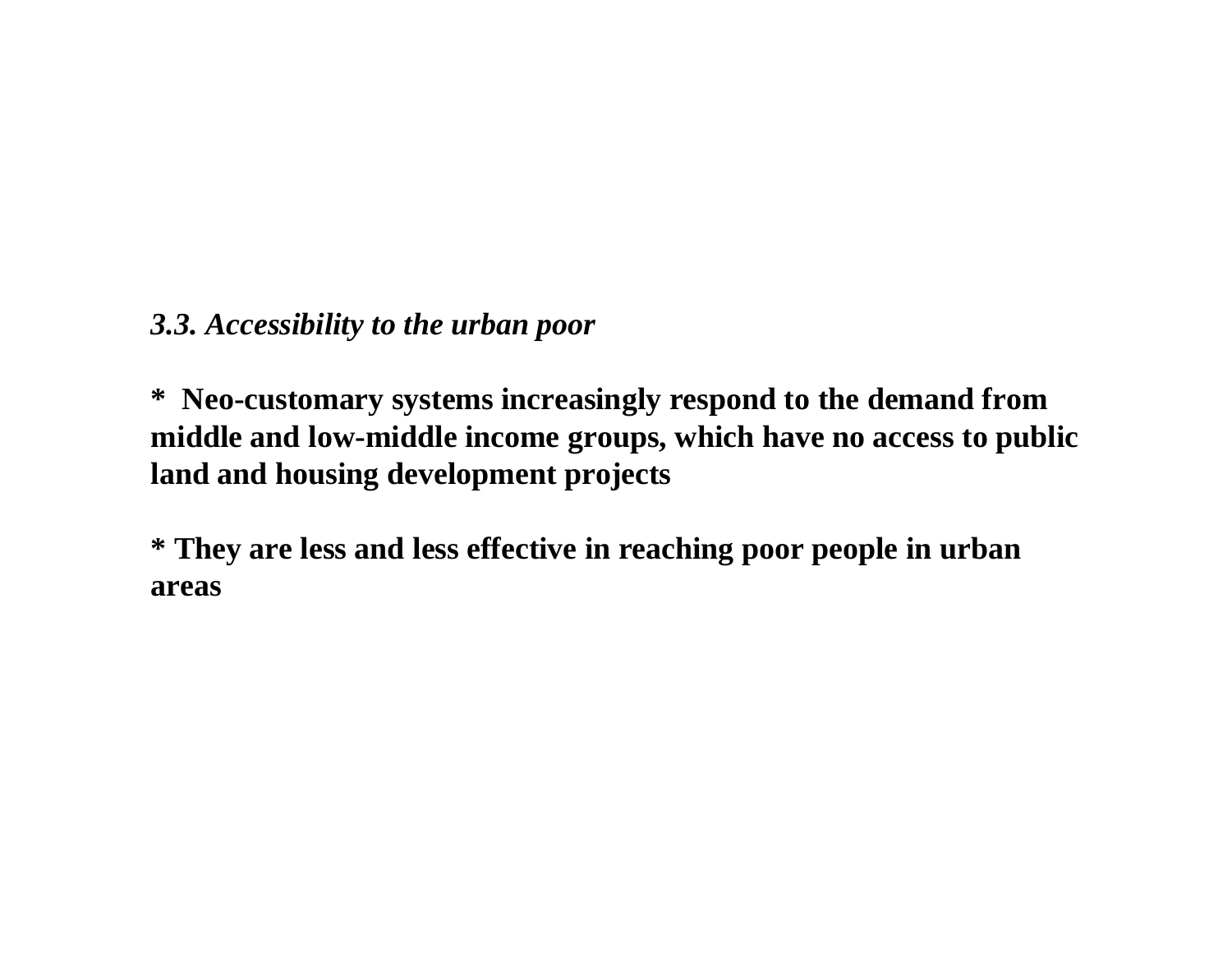***3.3. Accessibility to the urban poor***

**\* Neo-customary systems increasingly respond to the demand from middle and low-middle income groups, which have no access to public land and housing development projects**

**\* They are less and less effective in reaching poor people in urban areas**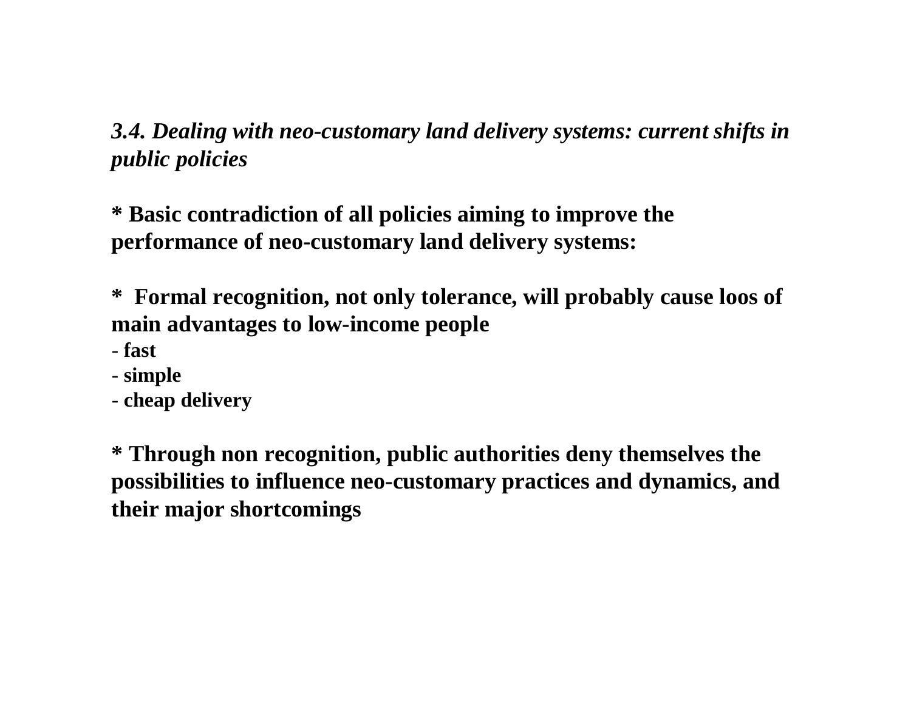### *3.4. Dealing with neo-customary land delivery systems: current shifts in public policies*

**\* Basic contradiction of all policies aiming to improve the performance of neo-customary land delivery systems:**

**\*  Formal recognition, not only tolerance, will probably cause loos of main advantages to low-income people**

**- fast**
**- simple**
**- cheap delivery**

**\* Through non recognition, public authorities deny themselves the possibilities to influence neo-customary practices and dynamics, and their major shortcomings**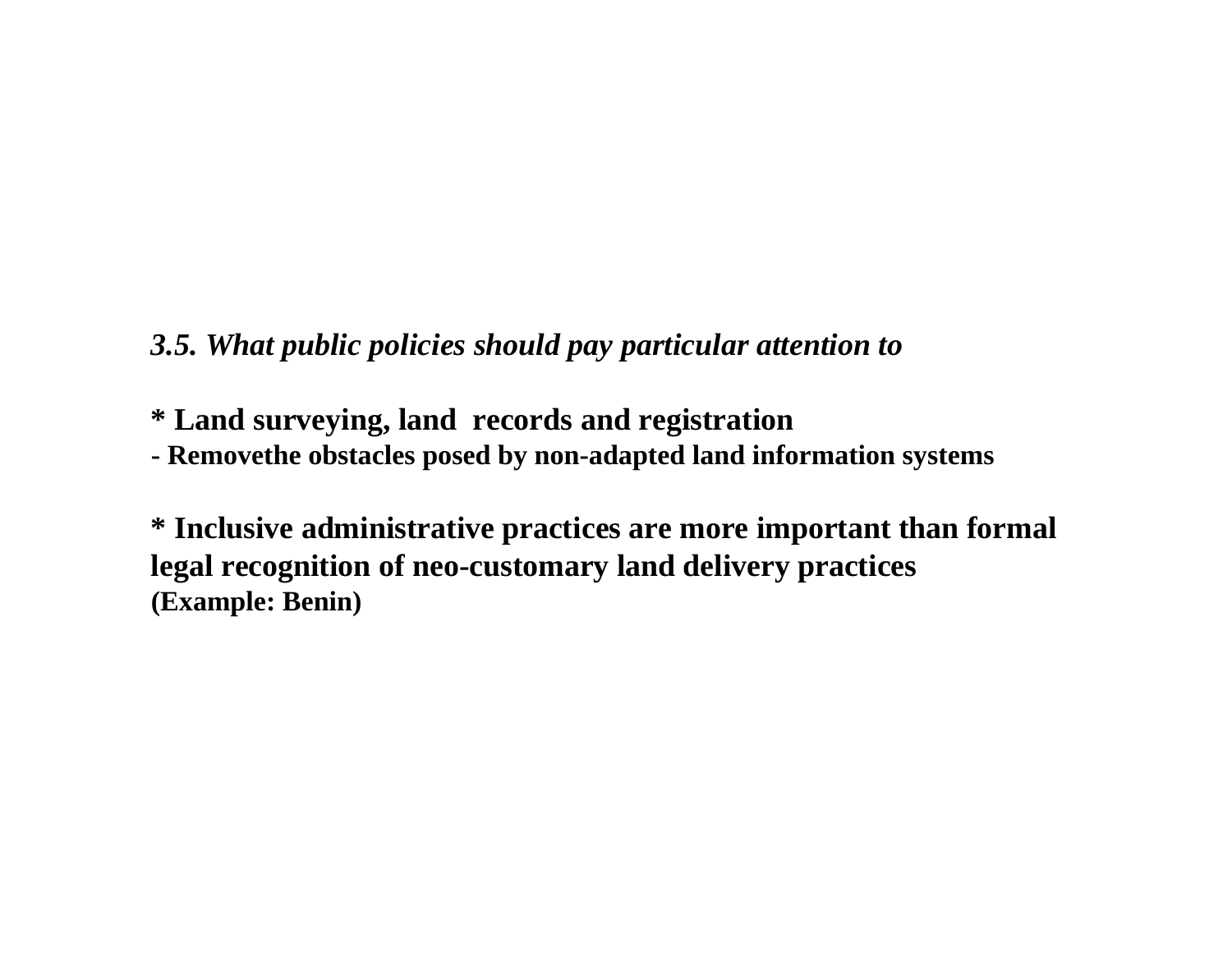***3.5. What public policies should pay particular attention to***

**\* Land surveying, land records and registration**

**- Removethe obstacles posed by non-adapted land information systems**

**\* Inclusive administrative practices are more important than formal legal recognition of neo-customary land delivery practices**
**(Example: Benin)**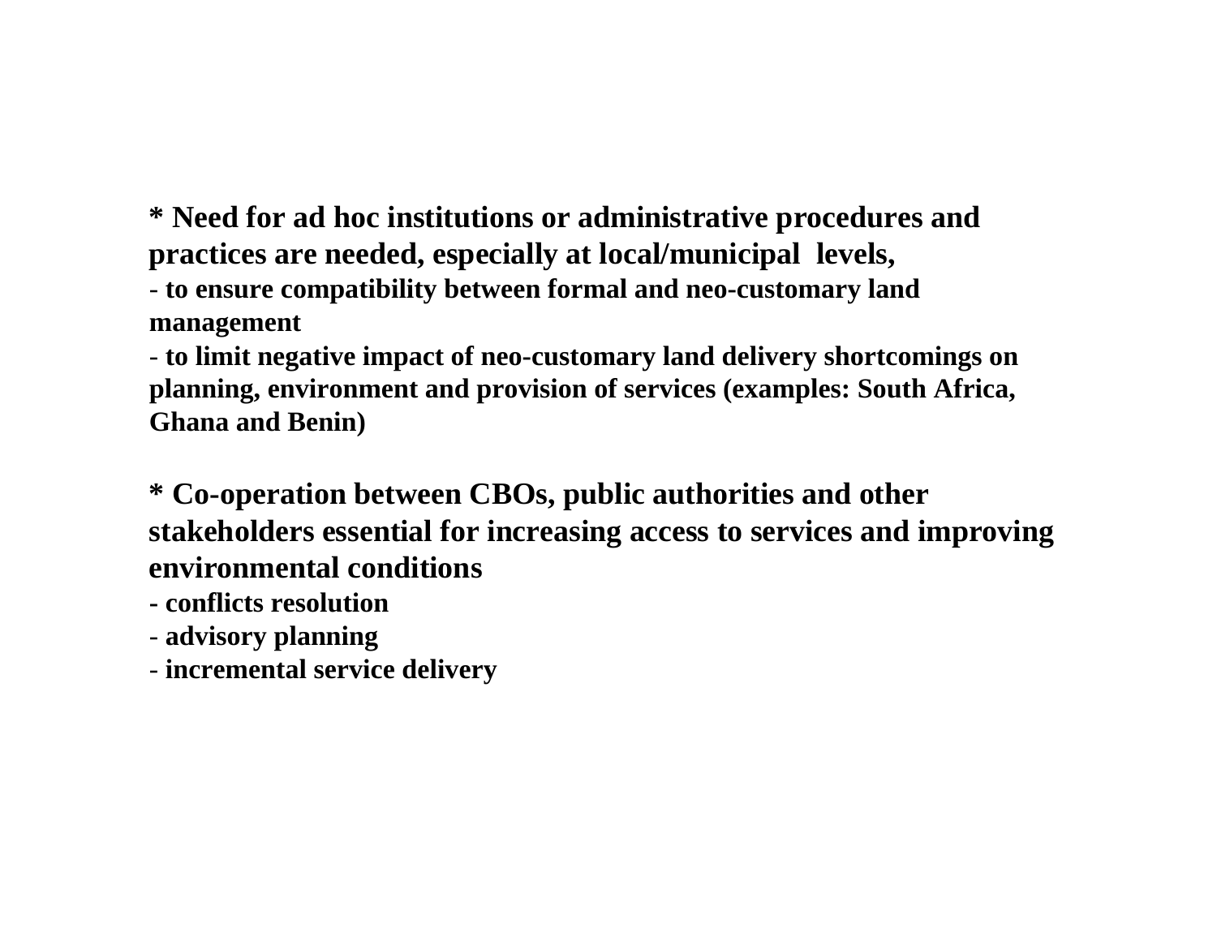**\* Need for ad hoc institutions or administrative procedures and practices are needed, especially at local/municipal levels,**

- **to ensure compatibility between formal and neo-customary land management**
- **to limit negative impact of neo-customary land delivery shortcomings on planning, environment and provision of services (examples: South Africa, Ghana and Benin)**

**\* Co-operation between CBOs, public authorities and other stakeholders essential for increasing access to services and improving environmental conditions**

- **conflicts resolution**
- **advisory planning**
- **incremental service delivery**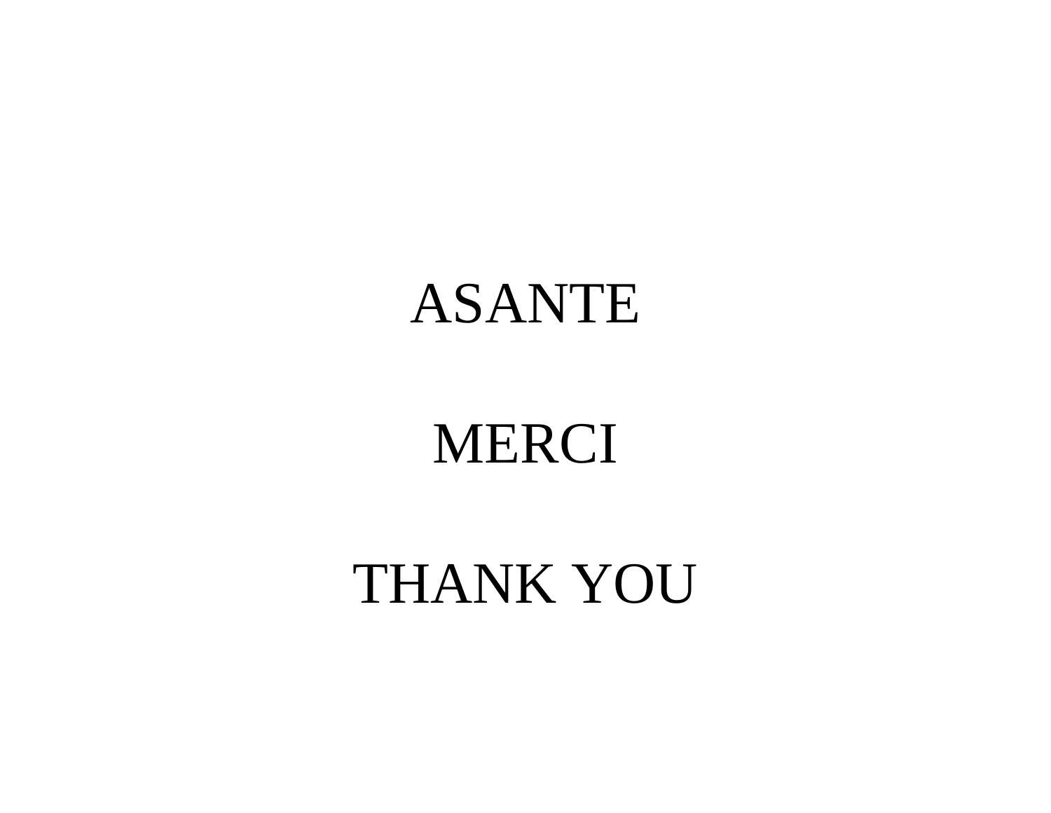ASANTE

MERCI

THANK YOU